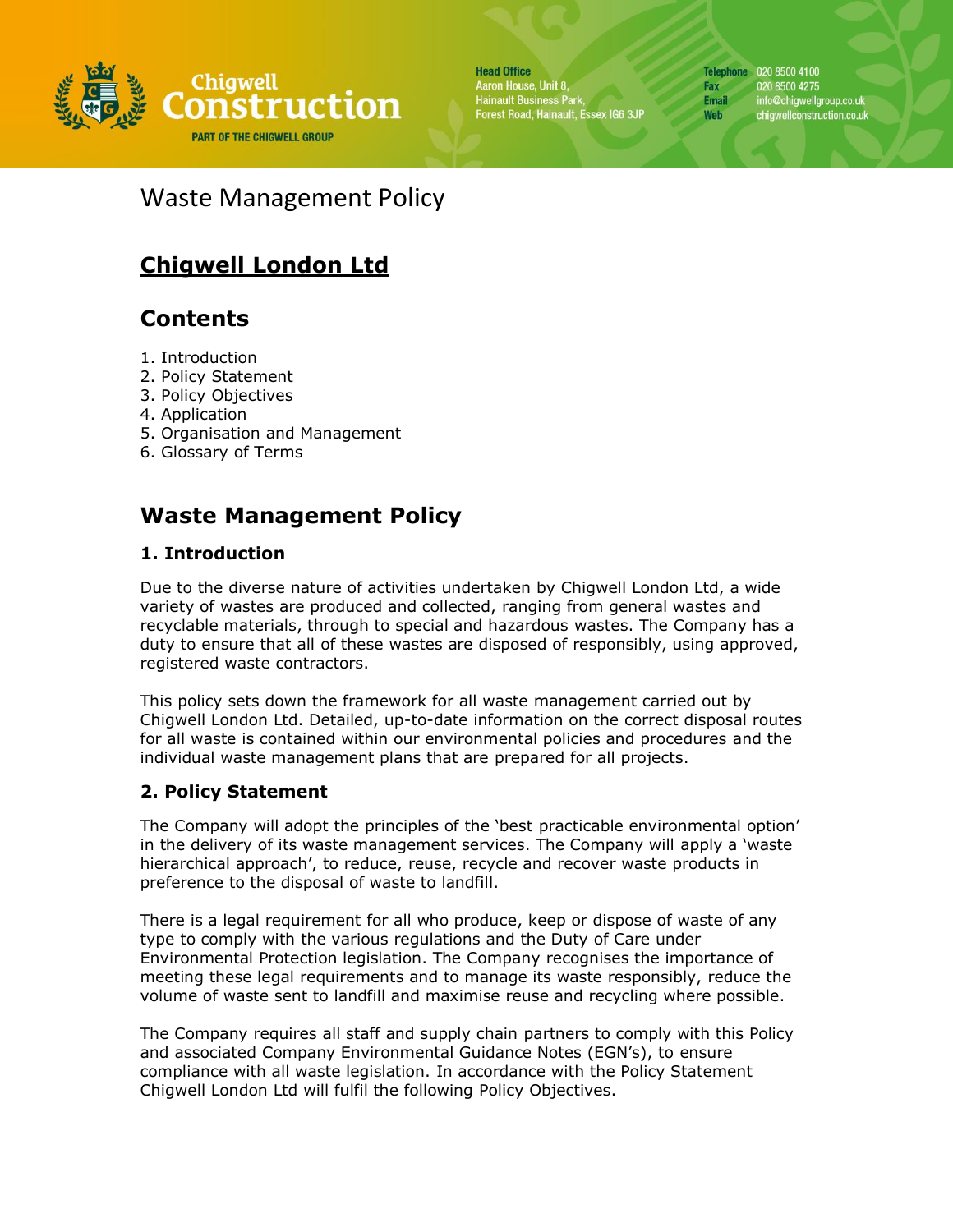# Waste Management Policy

## Chigwell London Ltd

## Contents

1. Introduction
2. Policy Statement
3. Policy Objectives
4. Application
5. Organisation and Management
6. Glossary of Terms

## Waste Management Policy

### 1. Introduction

Due to the diverse nature of activities undertaken by Chigwell London Ltd, a wide variety of wastes are produced and collected, ranging from general wastes and recyclable materials, through to special and hazardous wastes. The Company has a duty to ensure that all of these wastes are disposed of responsibly, using approved, registered waste contractors.

This policy sets down the framework for all waste management carried out by Chigwell London Ltd. Detailed, up-to-date information on the correct disposal routes for all waste is contained within our environmental policies and procedures and the individual waste management plans that are prepared for all projects.

### 2. Policy Statement

The Company will adopt the principles of the 'best practicable environmental option' in the delivery of its waste management services. The Company will apply a 'waste hierarchical approach', to reduce, reuse, recycle and recover waste products in preference to the disposal of waste to landfill.

There is a legal requirement for all who produce, keep or dispose of waste of any type to comply with the various regulations and the Duty of Care under Environmental Protection legislation. The Company recognises the importance of meeting these legal requirements and to manage its waste responsibly, reduce the volume of waste sent to landfill and maximise reuse and recycling where possible.

The Company requires all staff and supply chain partners to comply with this Policy and associated Company Environmental Guidance Notes (EGN's), to ensure compliance with all waste legislation. In accordance with the Policy Statement Chigwell London Ltd will fulfil the following Policy Objectives.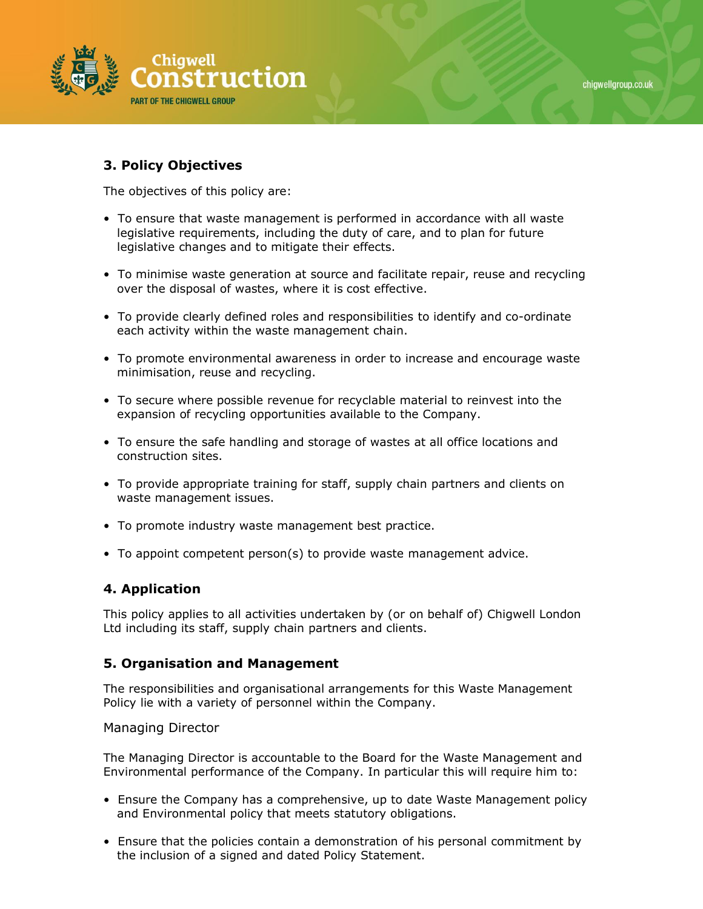## 3. Policy Objectives

The objectives of this policy are:

- To ensure that waste management is performed in accordance with all waste legislative requirements, including the duty of care, and to plan for future legislative changes and to mitigate their effects.
- To minimise waste generation at source and facilitate repair, reuse and recycling over the disposal of wastes, where it is cost effective.
- To provide clearly defined roles and responsibilities to identify and co-ordinate each activity within the waste management chain.
- To promote environmental awareness in order to increase and encourage waste minimisation, reuse and recycling.
- To secure where possible revenue for recyclable material to reinvest into the expansion of recycling opportunities available to the Company.
- To ensure the safe handling and storage of wastes at all office locations and construction sites.
- To provide appropriate training for staff, supply chain partners and clients on waste management issues.
- To promote industry waste management best practice.
- To appoint competent person(s) to provide waste management advice.

## 4. Application

This policy applies to all activities undertaken by (or on behalf of) Chigwell London Ltd including its staff, supply chain partners and clients.

## 5. Organisation and Management

The responsibilities and organisational arrangements for this Waste Management Policy lie with a variety of personnel within the Company.

### Managing Director

The Managing Director is accountable to the Board for the Waste Management and Environmental performance of the Company. In particular this will require him to:

- Ensure the Company has a comprehensive, up to date Waste Management policy and Environmental policy that meets statutory obligations.
- Ensure that the policies contain a demonstration of his personal commitment by the inclusion of a signed and dated Policy Statement.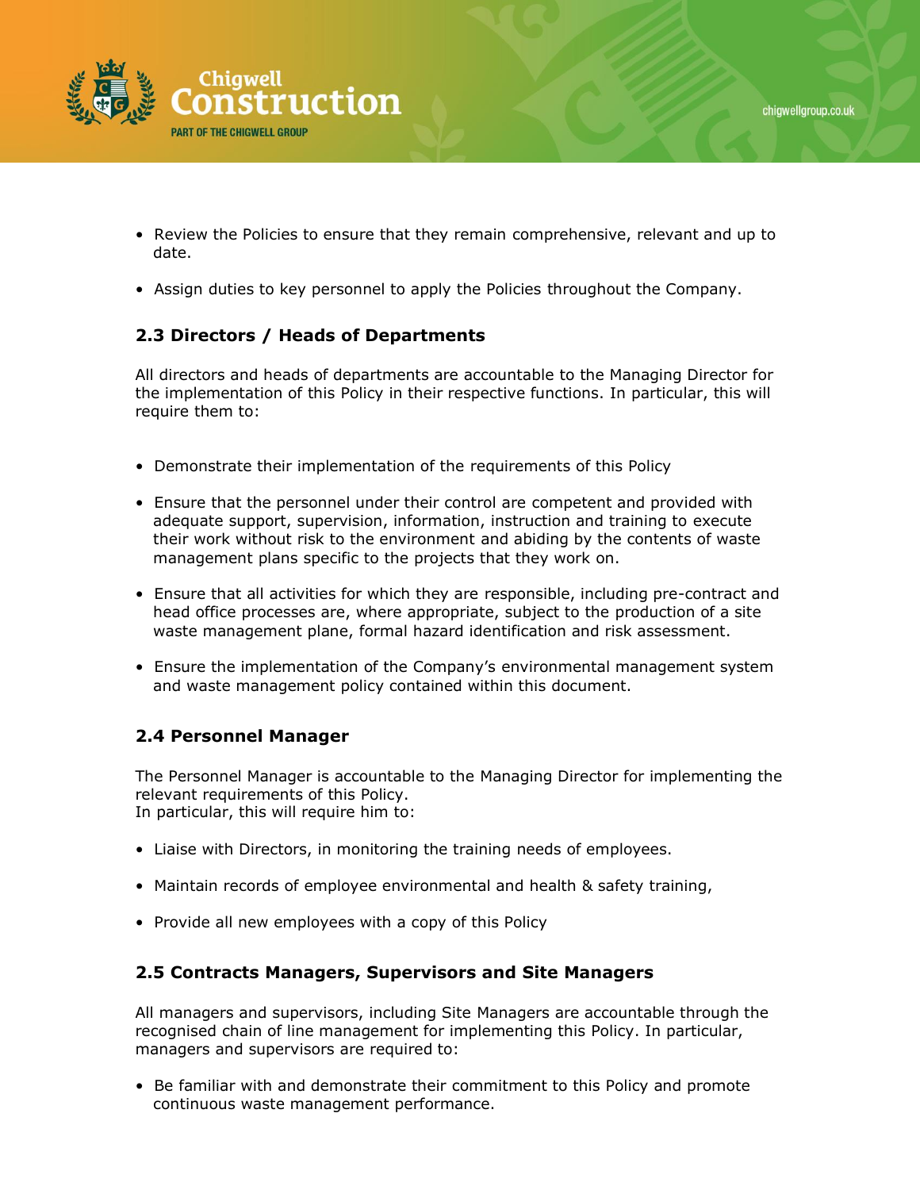- Review the Policies to ensure that they remain comprehensive, relevant and up to date.

- Assign duties to key personnel to apply the Policies throughout the Company.

### 2.3 Directors / Heads of Departments

All directors and heads of departments are accountable to the Managing Director for the implementation of this Policy in their respective functions. In particular, this will require them to:

- Demonstrate their implementation of the requirements of this Policy

- Ensure that the personnel under their control are competent and provided with adequate support, supervision, information, instruction and training to execute their work without risk to the environment and abiding by the contents of waste management plans specific to the projects that they work on.

- Ensure that all activities for which they are responsible, including pre-contract and head office processes are, where appropriate, subject to the production of a site waste management plane, formal hazard identification and risk assessment.

- Ensure the implementation of the Company's environmental management system and waste management policy contained within this document.

### 2.4 Personnel Manager

The Personnel Manager is accountable to the Managing Director for implementing the relevant requirements of this Policy.
In particular, this will require him to:

- Liaise with Directors, in monitoring the training needs of employees.

- Maintain records of employee environmental and health & safety training,

- Provide all new employees with a copy of this Policy

### 2.5 Contracts Managers, Supervisors and Site Managers

All managers and supervisors, including Site Managers are accountable through the recognised chain of line management for implementing this Policy. In particular, managers and supervisors are required to:

- Be familiar with and demonstrate their commitment to this Policy and promote continuous waste management performance.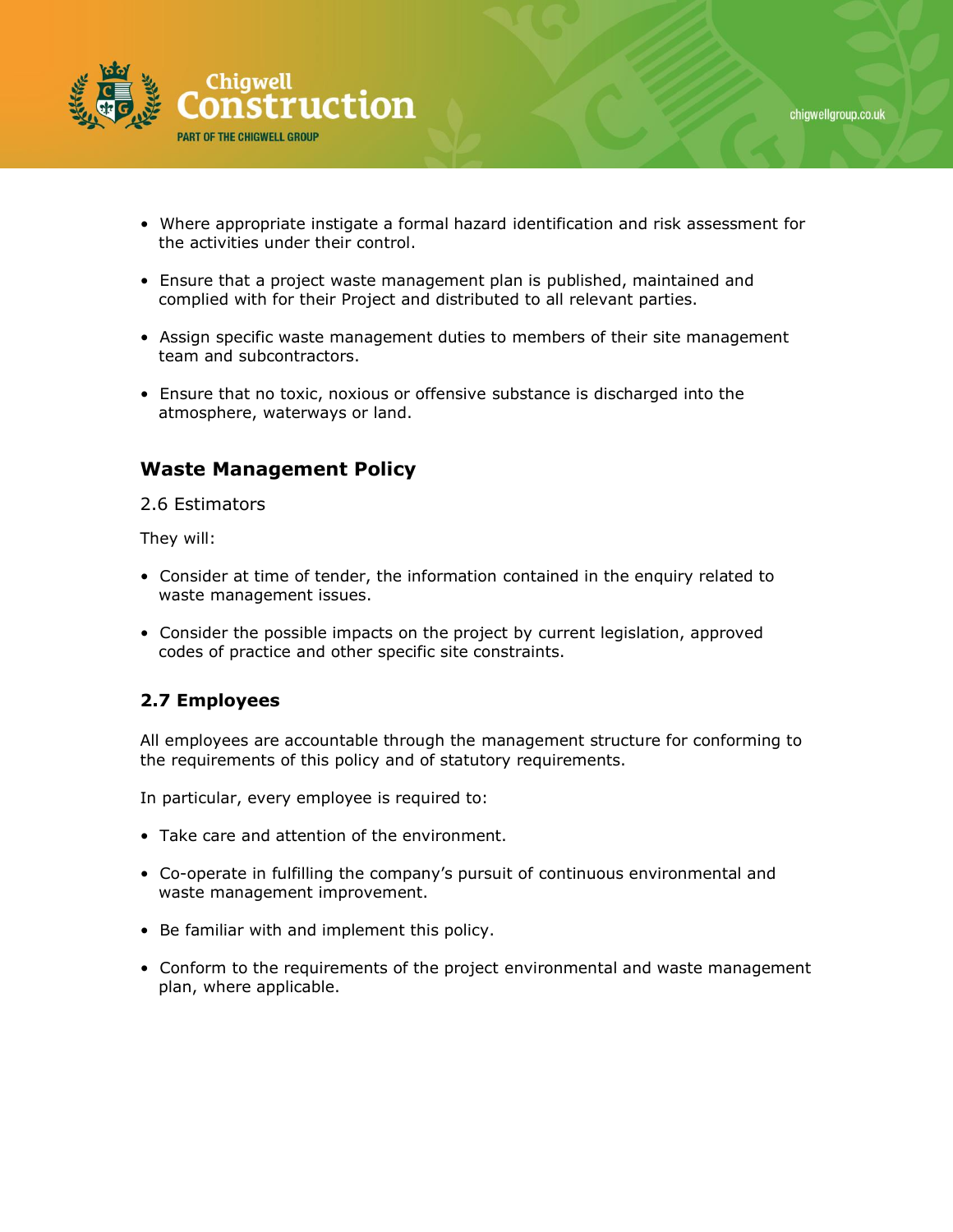- Where appropriate instigate a formal hazard identification and risk assessment for the activities under their control.
- Ensure that a project waste management plan is published, maintained and complied with for their Project and distributed to all relevant parties.
- Assign specific waste management duties to members of their site management team and subcontractors.
- Ensure that no toxic, noxious or offensive substance is discharged into the atmosphere, waterways or land.

## Waste Management Policy

2.6 Estimators

They will:

- Consider at time of tender, the information contained in the enquiry related to waste management issues.
- Consider the possible impacts on the project by current legislation, approved codes of practice and other specific site constraints.

### 2.7 Employees

All employees are accountable through the management structure for conforming to the requirements of this policy and of statutory requirements.

In particular, every employee is required to:

- Take care and attention of the environment.
- Co-operate in fulfilling the company's pursuit of continuous environmental and waste management improvement.
- Be familiar with and implement this policy.
- Conform to the requirements of the project environmental and waste management plan, where applicable.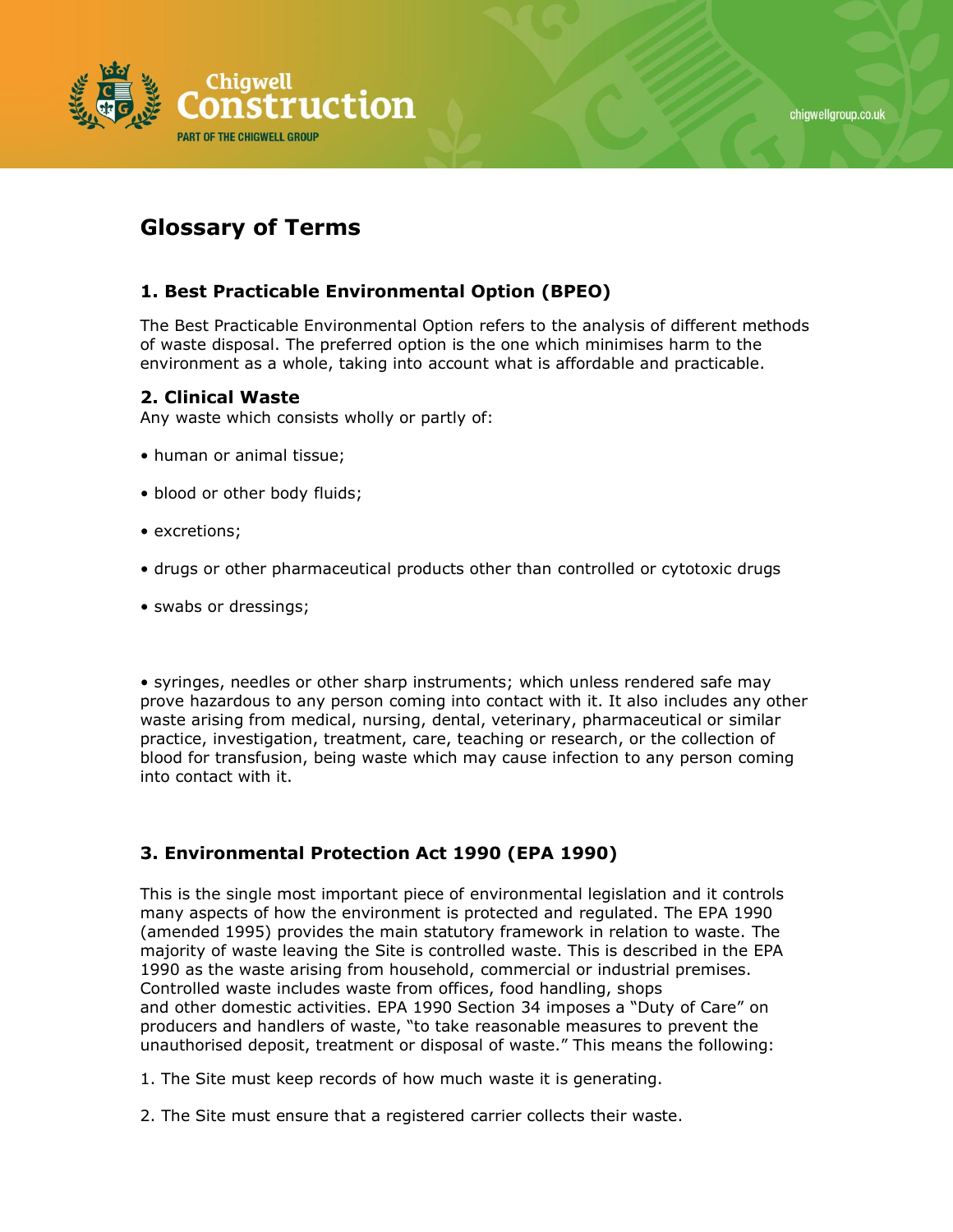## Glossary of Terms

### 1. Best Practicable Environmental Option (BPEO)

The Best Practicable Environmental Option refers to the analysis of different methods of waste disposal. The preferred option is the one which minimises harm to the environment as a whole, taking into account what is affordable and practicable.

### 2. Clinical Waste

Any waste which consists wholly or partly of:

- human or animal tissue;
- blood or other body fluids;
- excretions;
- drugs or other pharmaceutical products other than controlled or cytotoxic drugs
- swabs or dressings;
- syringes, needles or other sharp instruments; which unless rendered safe may prove hazardous to any person coming into contact with it. It also includes any other waste arising from medical, nursing, dental, veterinary, pharmaceutical or similar practice, investigation, treatment, care, teaching or research, or the collection of blood for transfusion, being waste which may cause infection to any person coming into contact with it.

### 3. Environmental Protection Act 1990 (EPA 1990)

This is the single most important piece of environmental legislation and it controls many aspects of how the environment is protected and regulated. The EPA 1990 (amended 1995) provides the main statutory framework in relation to waste. The majority of waste leaving the Site is controlled waste. This is described in the EPA 1990 as the waste arising from household, commercial or industrial premises. Controlled waste includes waste from offices, food handling, shops and other domestic activities. EPA 1990 Section 34 imposes a "Duty of Care" on producers and handlers of waste, "to take reasonable measures to prevent the unauthorised deposit, treatment or disposal of waste." This means the following:

1. The Site must keep records of how much waste it is generating.
2. The Site must ensure that a registered carrier collects their waste.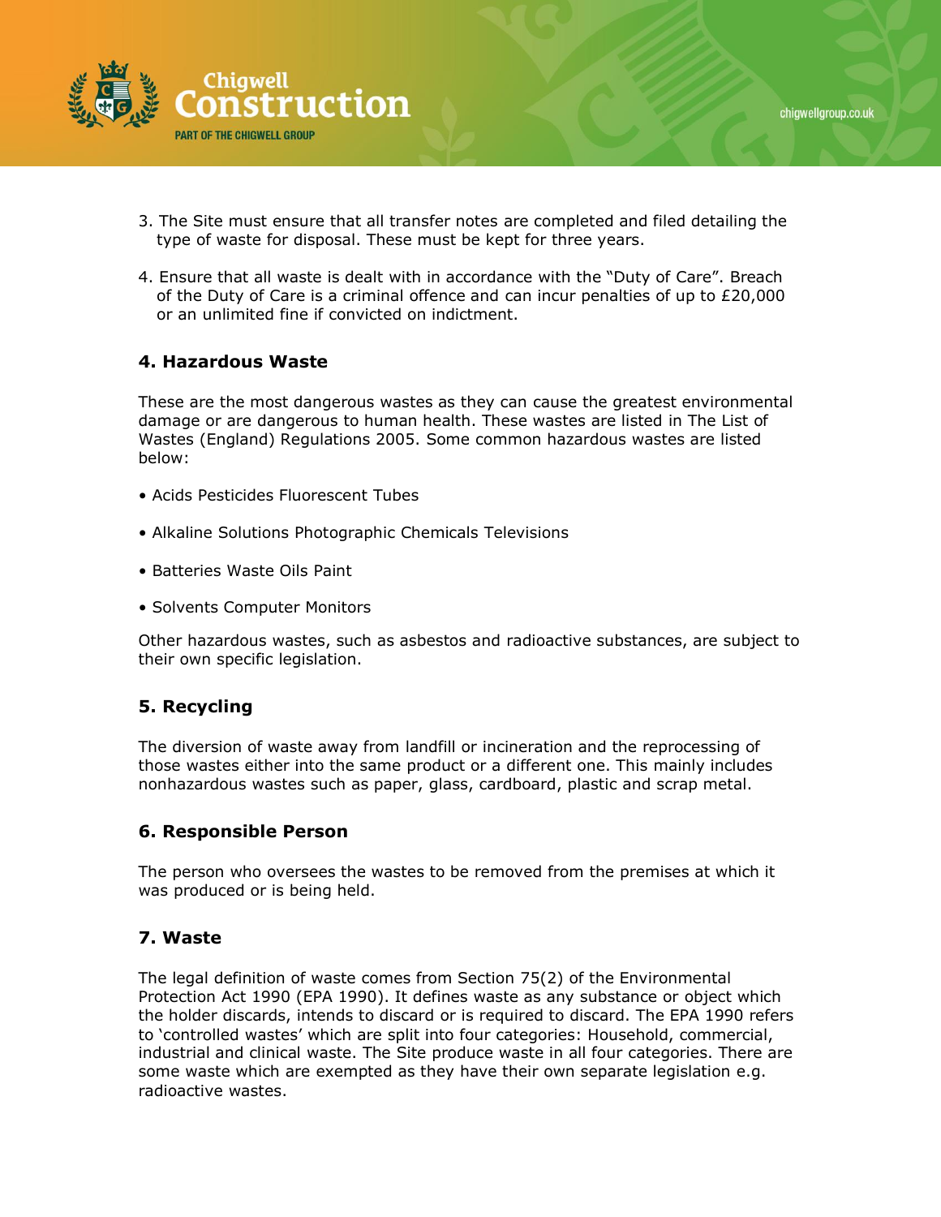3. The Site must ensure that all transfer notes are completed and filed detailing the type of waste for disposal. These must be kept for three years.

4. Ensure that all waste is dealt with in accordance with the "Duty of Care". Breach of the Duty of Care is a criminal offence and can incur penalties of up to £20,000 or an unlimited fine if convicted on indictment.

### 4. Hazardous Waste

These are the most dangerous wastes as they can cause the greatest environmental damage or are dangerous to human health. These wastes are listed in The List of Wastes (England) Regulations 2005. Some common hazardous wastes are listed below:

- Acids Pesticides Fluorescent Tubes
- Alkaline Solutions Photographic Chemicals Televisions
- Batteries Waste Oils Paint
- Solvents Computer Monitors

Other hazardous wastes, such as asbestos and radioactive substances, are subject to their own specific legislation.

### 5. Recycling

The diversion of waste away from landfill or incineration and the reprocessing of those wastes either into the same product or a different one. This mainly includes nonhazardous wastes such as paper, glass, cardboard, plastic and scrap metal.

### 6. Responsible Person

The person who oversees the wastes to be removed from the premises at which it was produced or is being held.

### 7. Waste

The legal definition of waste comes from Section 75(2) of the Environmental Protection Act 1990 (EPA 1990). It defines waste as any substance or object which the holder discards, intends to discard or is required to discard. The EPA 1990 refers to 'controlled wastes' which are split into four categories: Household, commercial, industrial and clinical waste. The Site produce waste in all four categories. There are some waste which are exempted as they have their own separate legislation e.g. radioactive wastes.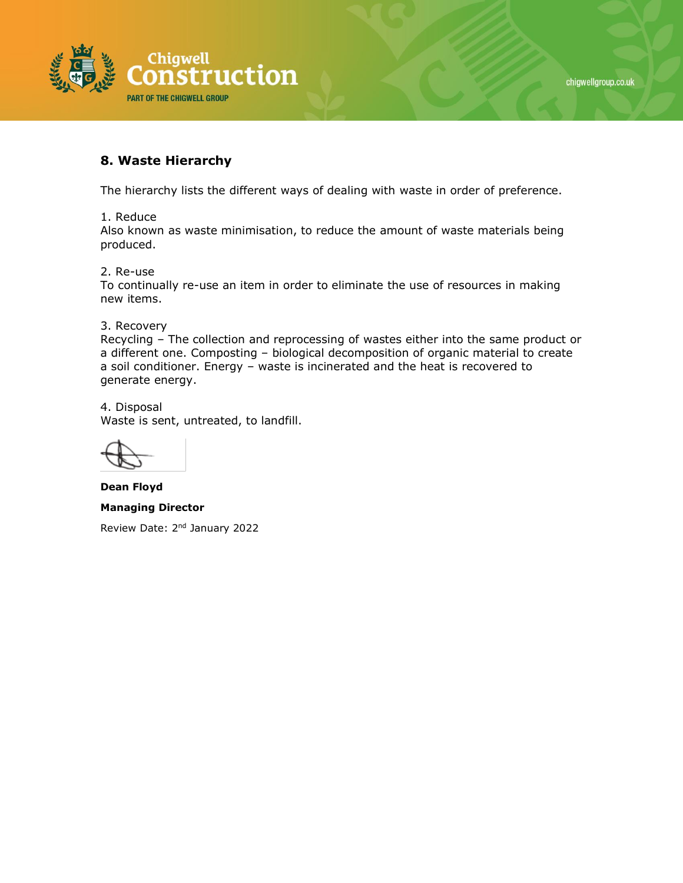## 8. Waste Hierarchy

The hierarchy lists the different ways of dealing with waste in order of preference.

1. Reduce
Also known as waste minimisation, to reduce the amount of waste materials being produced.

2. Re-use
To continually re-use an item in order to eliminate the use of resources in making new items.

3. Recovery
Recycling – The collection and reprocessing of wastes either into the same product or a different one. Composting – biological decomposition of organic material to create a soil conditioner. Energy – waste is incinerated and the heat is recovered to generate energy.

4. Disposal
Waste is sent, untreated, to landfill.

**Dean Floyd**

**Managing Director**

Review Date: 2nd January 2022